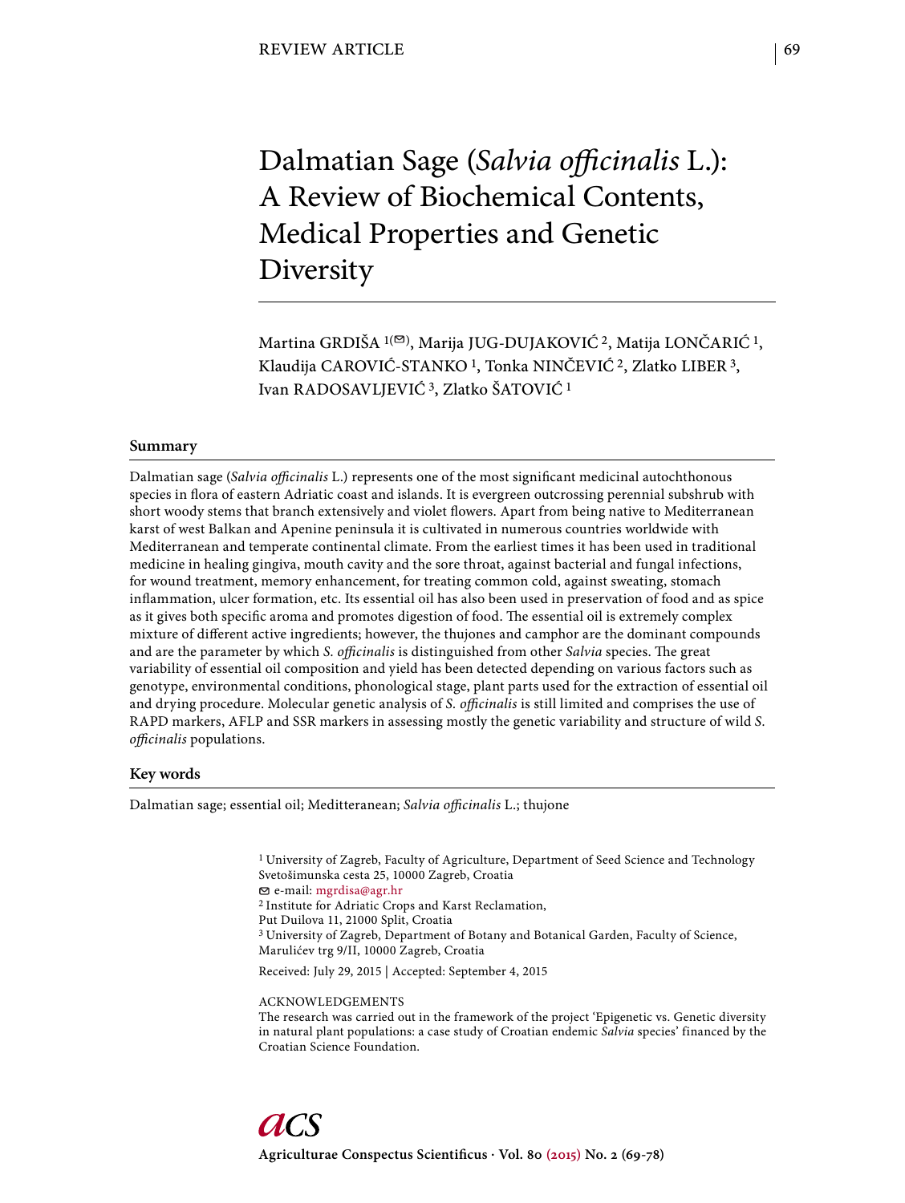REVIEW ARTICLE

# Dalmatian Sage (*Salvia officinalis* L.): A Review of Biochemical Contents, Medical Properties and Genetic Diversity

Martina GRDIŠA [1(✉)], Marija JUG-DUJAKOVIĆ [2], Matija LONČARIĆ [1], Klaudija CAROVIĆ-STANKO [1], Tonka NINČEVIĆ [2], Zlatko LIBER [3], Ivan RADOSAVLJEVIĆ [3], Zlatko ŠATOVIĆ [1]

## Summary

Dalmatian sage (*Salvia officinalis* L.) represents one of the most significant medicinal autochthonous species in flora of eastern Adriatic coast and islands. It is evergreen outcrossing perennial subshrub with short woody stems that branch extensively and violet flowers. Apart from being native to Mediterranean karst of west Balkan and Apenine peninsula it is cultivated in numerous countries worldwide with Mediterranean and temperate continental climate. From the earliest times it has been used in traditional medicine in healing gingiva, mouth cavity and the sore throat, against bacterial and fungal infections, for wound treatment, memory enhancement, for treating common cold, against sweating, stomach inflammation, ulcer formation, etc. Its essential oil has also been used in preservation of food and as spice as it gives both specific aroma and promotes digestion of food. The essential oil is extremely complex mixture of different active ingredients; however, the thujones and camphor are the dominant compounds and are the parameter by which *S. officinalis* is distinguished from other *Salvia* species. The great variability of essential oil composition and yield has been detected depending on various factors such as genotype, environmental conditions, phonological stage, plant parts used for the extraction of essential oil and drying procedure. Molecular genetic analysis of *S. officinalis* is still limited and comprises the use of RAPD markers, AFLP and SSR markers in assessing mostly the genetic variability and structure of wild *S. officinalis* populations.

## Key words

Dalmatian sage; essential oil; Meditteranean; *Salvia officinalis* L.; thujone

[1] University of Zagreb, Faculty of Agriculture, Department of Seed Science and Technology Svetošimunska cesta 25, 10000 Zagreb, Croatia
✉ e-mail: mgrdisa@agr.hr
[2] Institute for Adriatic Crops and Karst Reclamation, Put Duilova 11, 21000 Split, Croatia
[3] University of Zagreb, Department of Botany and Botanical Garden, Faculty of Science, Marulićev trg 9/II, 10000 Zagreb, Croatia

Received: July 29, 2015 | Accepted: September 4, 2015

ACKNOWLEDGEMENTS
The research was carried out in the framework of the project 'Epigenetic vs. Genetic diversity in natural plant populations: a case study of Croatian endemic *Salvia* species' financed by the Croatian Science Foundation.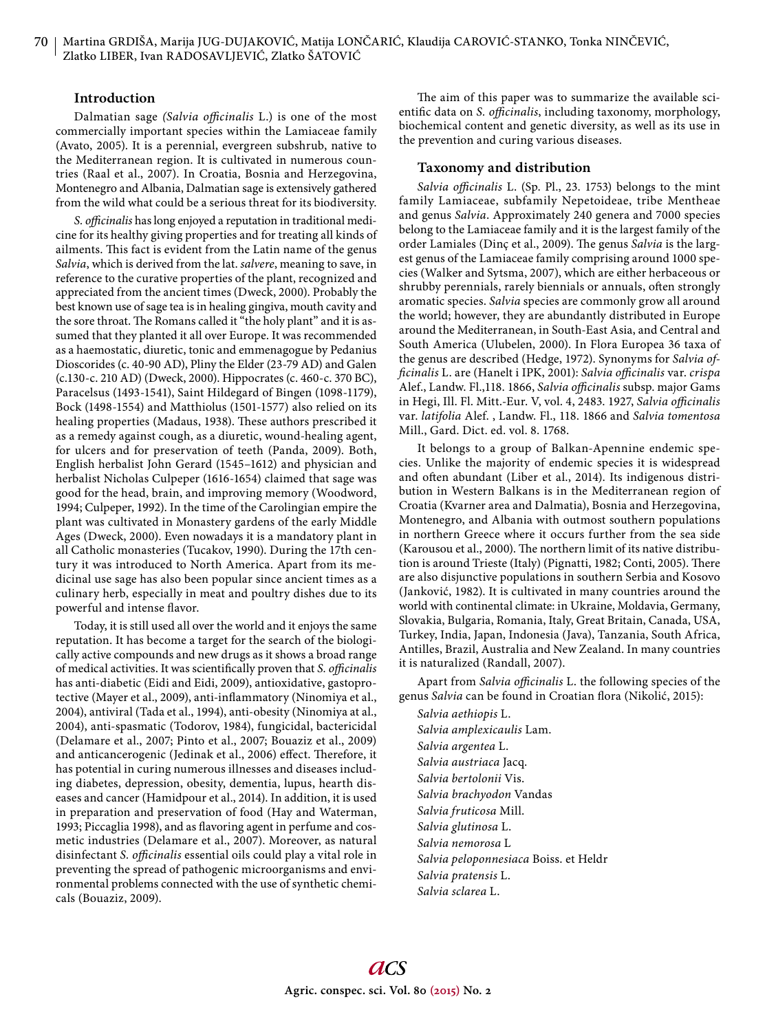## Introduction

Dalmatian sage *(Salvia officinalis* L.) is one of the most commercially important species within the Lamiaceae family (Avato, 2005). It is a perennial, evergreen subshrub, native to the Mediterranean region. It is cultivated in numerous countries (Raal et al., 2007). In Croatia, Bosnia and Herzegovina, Montenegro and Albania, Dalmatian sage is extensively gathered from the wild what could be a serious threat for its biodiversity.

*S. officinalis* has long enjoyed a reputation in traditional medicine for its healthy giving properties and for treating all kinds of ailments. This fact is evident from the Latin name of the genus *Salvia*, which is derived from the lat. *salvere*, meaning to save, in reference to the curative properties of the plant, recognized and appreciated from the ancient times (Dweck, 2000). Probably the best known use of sage tea is in healing gingiva, mouth cavity and the sore throat. The Romans called it "the holy plant" and it is assumed that they planted it all over Europe. It was recommended as a haemostatic, diuretic, tonic and emmenagogue by Pedanius Dioscorides (c. 40-90 AD), Pliny the Elder (23-79 AD) and Galen (c.130-c. 210 AD) (Dweck, 2000). Hippocrates (c. 460-c. 370 BC), Paracelsus (1493-1541), Saint Hildegard of Bingen (1098-1179), Bock (1498-1554) and Matthiolus (1501-1577) also relied on its healing properties (Madaus, 1938). These authors prescribed it as a remedy against cough, as a diuretic, wound-healing agent, for ulcers and for preservation of teeth (Panda, 2009). Both, English herbalist John Gerard (1545–1612) and physician and herbalist Nicholas Culpeper (1616-1654) claimed that sage was good for the head, brain, and improving memory (Woodword, 1994; Culpeper, 1992). In the time of the Carolingian empire the plant was cultivated in Monastery gardens of the early Middle Ages (Dweck, 2000). Even nowadays it is a mandatory plant in all Catholic monasteries (Tucakov, 1990). During the 17th century it was introduced to North America. Apart from its medicinal use sage has also been popular since ancient times as a culinary herb, especially in meat and poultry dishes due to its powerful and intense flavor.

Today, it is still used all over the world and it enjoys the same reputation. It has become a target for the search of the biologically active compounds and new drugs as it shows a broad range of medical activities. It was scientifically proven that *S. officinalis* has anti-diabetic (Eidi and Eidi, 2009), antioxidative, gastroprotective (Mayer et al., 2009), anti-inflammatory (Ninomiya et al., 2004), antiviral (Tada et al., 1994), anti-obesity (Ninomiya at al., 2004), anti-spasmatic (Todorov, 1984), fungicidal, bactericidal (Delamare et al., 2007; Pinto et al., 2007; Bouaziz et al., 2009) and anticancerogenic (Jedinak et al., 2006) effect. Therefore, it has potential in curing numerous illnesses and diseases including diabetes, depression, obesity, dementia, lupus, hearth diseases and cancer (Hamidpour et al., 2014). In addition, it is used in preparation and preservation of food (Hay and Waterman, 1993; Piccaglia 1998), and as flavoring agent in perfume and cosmetic industries (Delamare et al., 2007). Moreover, as natural disinfectant *S. officinalis* essential oils could play a vital role in preventing the spread of pathogenic microorganisms and environmental problems connected with the use of synthetic chemicals (Bouaziz, 2009).

The aim of this paper was to summarize the available scientific data on *S. officinalis*, including taxonomy, morphology, biochemical content and genetic diversity, as well as its use in the prevention and curing various diseases.

## Taxonomy and distribution

*Salvia officinalis* L. (Sp. Pl., 23. 1753) belongs to the mint family Lamiaceae, subfamily Nepetoideae, tribe Mentheae and genus *Salvia*. Approximately 240 genera and 7000 species belong to the Lamiaceae family and it is the largest family of the order Lamiales (Dinç et al., 2009). The genus *Salvia* is the largest genus of the Lamiaceae family comprising around 1000 species (Walker and Sytsma, 2007), which are either herbaceous or shrubby perennials, rarely biennials or annuals, often strongly aromatic species. *Salvia* species are commonly grow all around the world; however, they are abundantly distributed in Europe around the Mediterranean, in South-East Asia, and Central and South America (Ulubelen, 2000). In Flora Europea 36 taxa of the genus are described (Hedge, 1972). Synonyms for *Salvia officinalis* L. are (Hanelt i IPK, 2001): *Salvia officinalis* var. *crispa* Alef., Landw. Fl.,118. 1866, *Salvia officinalis* subsp. major Gams in Hegi, Ill. Fl. Mitt.-Eur. V, vol. 4, 2483. 1927, *Salvia officinalis* var. *latifolia* Alef. , Landw. Fl., 118. 1866 and *Salvia tomentosa* Mill., Gard. Dict. ed. vol. 8. 1768.

It belongs to a group of Balkan-Apennine endemic species. Unlike the majority of endemic species it is widespread and often abundant (Liber et al., 2014). Its indigenous distribution in Western Balkans is in the Mediterranean region of Croatia (Kvarner area and Dalmatia), Bosnia and Herzegovina, Montenegro, and Albania with outmost southern populations in northern Greece where it occurs further from the sea side (Karousou et al., 2000). The northern limit of its native distribution is around Trieste (Italy) (Pignatti, 1982; Conti, 2005). There are also disjunctive populations in southern Serbia and Kosovo (Janković, 1982). It is cultivated in many countries around the world with continental climate: in Ukraine, Moldavia, Germany, Slovakia, Bulgaria, Romania, Italy, Great Britain, Canada, USA, Turkey, India, Japan, Indonesia (Java), Tanzania, South Africa, Antilles, Brazil, Australia and New Zealand. In many countries it is naturalized (Randall, 2007).

Apart from *Salvia officinalis* L. the following species of the genus *Salvia* can be found in Croatian flora (Nikolić, 2015):

*Salvia aethiopis* L.
*Salvia amplexicaulis* Lam.
*Salvia argentea* L.
*Salvia austriaca* Jacq.
*Salvia bertolonii* Vis.
*Salvia brachyodon* Vandas
*Salvia fruticosa* Mill.
*Salvia glutinosa* L.
*Salvia nemorosa* L
*Salvia peloponnesiaca* Boiss. et Heldr
*Salvia pratensis* L.
*Salvia sclarea* L.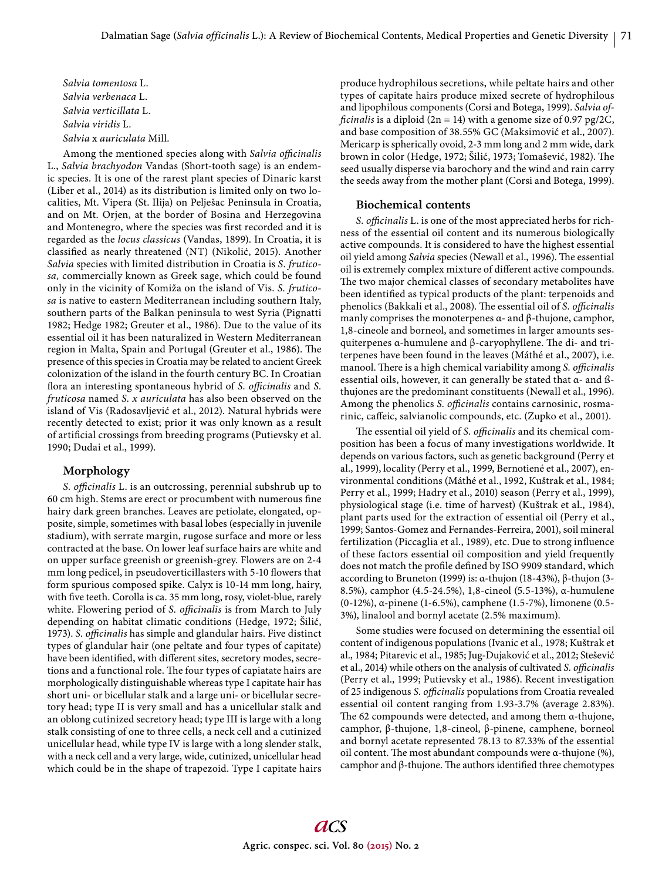*Salvia tomentosa* L.
*Salvia verbenaca* L.
*Salvia verticillata* L.
*Salvia viridis* L.
*Salvia* x *auriculata* Mill.

Among the mentioned species along with *Salvia officinalis* L., *Salvia brachyodon* Vandas (Short-tooth sage) is an endemic species. It is one of the rarest plant species of Dinaric karst (Liber et al., 2014) as its distribution is limited only on two localities, Mt. Vipera (St. Ilija) on Pelješac Peninsula in Croatia, and on Mt. Orjen, at the border of Bosina and Herzegovina and Montenegro, where the species was first recorded and it is regarded as the *locus classicus* (Vandas, 1899). In Croatia, it is classified as nearly threatened (NT) (Nikolić, 2015). Another *Salvia* species with limited distribution in Croatia is *S. fruticosa,* commercially known as Greek sage, which could be found only in the vicinity of Komiža on the island of Vis. *S. fruticosa* is native to eastern Mediterranean including southern Italy, southern parts of the Balkan peninsula to west Syria (Pignatti 1982; Hedge 1982; Greuter et al., 1986). Due to the value of its essential oil it has been naturalized in Western Mediterranean region in Malta, Spain and Portugal (Greuter et al., 1986). The presence of this species in Croatia may be related to ancient Greek colonization of the island in the fourth century BC. In Croatian flora an interesting spontaneous hybrid of *S. officinalis* and *S. fruticosa* named *S. x auriculata* has also been observed on the island of Vis (Radosavljević et al., 2012). Natural hybrids were recently detected to exist; prior it was only known as a result of artificial crossings from breeding programs (Putievsky et al. 1990; Dudai et al., 1999).

## Morphology

*S. officinalis* L. is an outcrossing, perennial subshrub up to 60 cm high. Stems are erect or procumbent with numerous fine hairy dark green branches. Leaves are petiolate, elongated, opposite, simple, sometimes with basal lobes (especially in juvenile stadium), with serrate margin, rugose surface and more or less contracted at the base. On lower leaf surface hairs are white and on upper surface greenish or greenish-grey. Flowers are on 2-4 mm long pedicel, in pseudoverticillasters with 5-10 flowers that form spurious composed spike. Calyx is 10-14 mm long, hairy, with five teeth. Corolla is ca. 35 mm long, rosy, violet-blue, rarely white. Flowering period of *S. officinalis* is from March to July depending on habitat climatic conditions (Hedge, 1972; Šilić, 1973). *S. officinalis* has simple and glandular hairs. Five distinct types of glandular hair (one peltate and four types of capitate) have been identified, with different sites, secretory modes, secretions and a functional role. The four types of capiatate hairs are morphologically distinguishable whereas type I capitate hair has short uni- or bicellular stalk and a large uni- or bicellular secretory head; type II is very small and has a unicellular stalk and an oblong cutinized secretory head; type III is large with a long stalk consisting of one to three cells, a neck cell and a cutinized unicellular head, while type IV is large with a long slender stalk, with a neck cell and a very large, wide, cutinized, unicellular head which could be in the shape of trapezoid. Type I capitate hairs produce hydrophilous secretions, while peltate hairs and other types of capitate hairs produce mixed secrete of hydrophilous and lipophilous components (Corsi and Botega, 1999). *Salvia officinalis* is a diploid (2n = 14) with a genome size of 0.97 pg/2C, and base composition of 38.55% GC (Maksimović et al., 2007). Mericarp is spherically ovoid, 2-3 mm long and 2 mm wide, dark brown in color (Hedge, 1972; Šilić, 1973; Tomašević, 1982). The seed usually disperse via barochory and the wind and rain carry the seeds away from the mother plant (Corsi and Botega, 1999).

## Biochemical contents

*S. officinalis* L. is one of the most appreciated herbs for richness of the essential oil content and its numerous biologically active compounds. It is considered to have the highest essential oil yield among *Salvia* species (Newall et al., 1996). The essential oil is extremely complex mixture of different active compounds. The two major chemical classes of secondary metabolites have been identified as typical products of the plant: terpenoids and phenolics (Bakkali et al., 2008). The essential oil of *S. officinalis* manly comprises the monoterpenes α- and β-thujone, camphor, 1,8-cineole and borneol, and sometimes in larger amounts sesquiterpenes α-humulene and β-caryophyllene. The di- and triterpenes have been found in the leaves (Máthé et al., 2007), i.e. manool. There is a high chemical variability among *S. officinalis* essential oils, however, it can generally be stated that α- and ß-thujones are the predominant constituents (Newall et al., 1996). Among the phenolics *S. officinalis* contains carnosinic, rosmarinic, caffeic, salvianolic compounds, etc. (Zupko et al., 2001).

The essential oil yield of *S. officinalis* and its chemical composition has been a focus of many investigations worldwide. It depends on various factors, such as genetic background (Perry et al., 1999), locality (Perry et al., 1999, Bernotiené et al., 2007), environmental conditions (Máthé et al., 1992, Kuštrak et al., 1984; Perry et al., 1999; Hadry et al., 2010) season (Perry et al., 1999), physiological stage (i.e. time of harvest) (Kuštrak et al., 1984), plant parts used for the extraction of essential oil (Perry et al., 1999; Santos-Gomez and Fernandes-Ferreira, 2001), soil mineral fertilization (Piccaglia et al., 1989), etc. Due to strong influence of these factors essential oil composition and yield frequently does not match the profile defined by ISO 9909 standard, which according to Bruneton (1999) is: α-thujon (18-43%), β-thujon (3-8.5%), camphor (4.5-24.5%), 1,8-cineol (5.5-13%), α-humulene (0-12%), α-pinene (1-6.5%), camphene (1.5-7%), limonene (0.5-3%), linalool and bornyl acetate (2.5% maximum).

Some studies were focused on determining the essential oil content of indigenous populations (Ivanic et al., 1978; Kuštrak et al., 1984; Pitarevic et al., 1985; Jug-Dujaković et al., 2012; Stešević et al., 2014) while others on the analysis of cultivated *S. officinalis* (Perry et al., 1999; Putievsky et al., 1986). Recent investigation of 25 indigenous *S. officinalis* populations from Croatia revealed essential oil content ranging from 1.93-3.7% (average 2.83%). The 62 compounds were detected, and among them α-thujone, camphor, β-thujone, 1,8-cineol, β-pinene, camphene, borneol and bornyl acetate represented 78.13 to 87.33% of the essential oil content. The most abundant compounds were α-thujone (%), camphor and β-thujone. The authors identified three chemotypes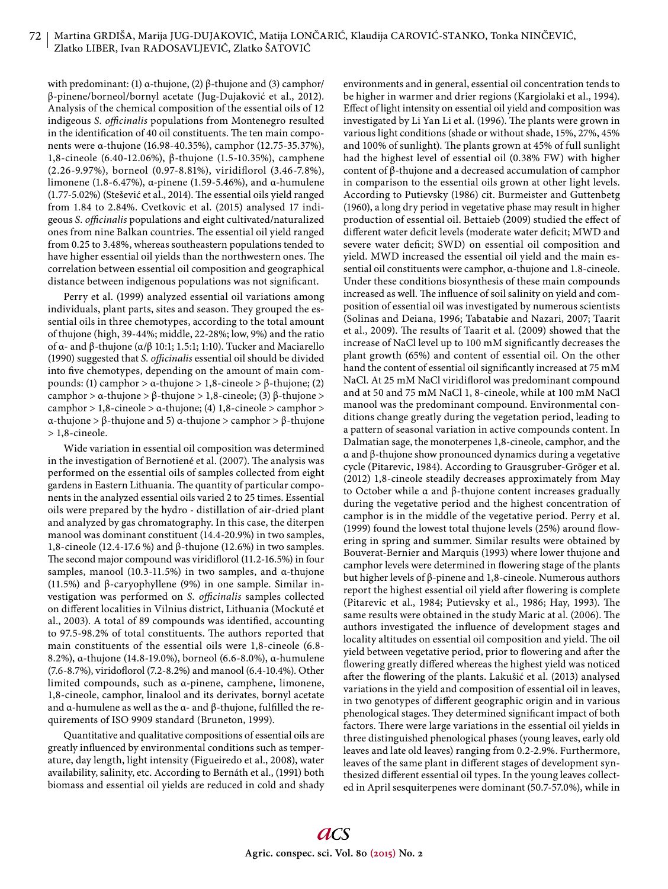with predominant: (1) α-thujone, (2) β-thujone and (3) camphor/β-pinene/borneol/bornyl acetate (Jug-Dujaković et al., 2012). Analysis of the chemical composition of the essential oils of 12 indigeous *S. officinalis* populations from Montenegro resulted in the identification of 40 oil constituents. The ten main components were α-thujone (16.98-40.35%), camphor (12.75-35.37%), 1,8-cineole (6.40-12.06%), β-thujone (1.5-10.35%), camphene (2.26-9.97%), borneol (0.97-8.81%), viridiflorol (3.46-7.8%), limonene (1.8-6.47%), α-pinene (1.59-5.46%), and α-humulene (1.77-5.02%) (Stešević et al., 2014). The essential oils yield ranged from 1.84 to 2.84%. Cvetkovic et al. (2015) analysed 17 indigeous *S. officinalis* populations and eight cultivated/naturalized ones from nine Balkan countries. The essential oil yield ranged from 0.25 to 3.48%, whereas southeastern populations tended to have higher essential oil yields than the northwestern ones. The correlation between essential oil composition and geographical distance between indigenous populations was not significant.

Perry et al. (1999) analyzed essential oil variations among individuals, plant parts, sites and season. They grouped the essential oils in three chemotypes, according to the total amount of thujone (high, 39-44%; middle, 22-28%; low, 9%) and the ratio of α- and β-thujone (α/β 10:1; 1.5:1; 1:10). Tucker and Maciarello (1990) suggested that *S. officinalis* essential oil should be divided into five chemotypes, depending on the amount of main compounds: (1) camphor > α-thujone > 1,8-cineole > β-thujone; (2) camphor > α-thujone > β-thujone > 1,8-cineole; (3) β-thujone > camphor > 1,8-cineole > α-thujone; (4) 1,8-cineole > camphor > α-thujone > β-thujone and 5) α-thujone > camphor > β-thujone > 1,8-cineole.

Wide variation in essential oil composition was determined in the investigation of Bernotiené et al. (2007). The analysis was performed on the essential oils of samples collected from eight gardens in Eastern Lithuania. The quantity of particular components in the analyzed essential oils varied 2 to 25 times. Essential oils were prepared by the hydro - distillation of air-dried plant and analyzed by gas chromatography. In this case, the diterpen manool was dominant constituent (14.4-20.9%) in two samples, 1,8-cineole (12.4-17.6 %) and β-thujone (12.6%) in two samples. The second major compound was viridiflorol (11.2-16.5%) in four samples, manool (10.3-11.5%) in two samples, and α-thujone (11.5%) and β-caryophyllene (9%) in one sample. Similar investigation was performed on *S. officinalis* samples collected on different localities in Vilnius district, Lithuania (Mockuté et al., 2003). A total of 89 compounds was identified, accounting to 97.5-98.2% of total constituents. The authors reported that main constituents of the essential oils were 1,8-cineole (6.8-8.2%), α-thujone (14.8-19.0%), borneol (6.6-8.0%), α-humulene (7.6-8.7%), viridoflorol (7.2-8.2%) and manool (6.4-10.4%). Other limited compounds, such as α-pinene, camphene, limonene, 1,8-cineole, camphor, linalool and its derivates, bornyl acetate and α-humulene as well as the α- and β-thujone, fulfilled the requirements of ISO 9909 standard (Bruneton, 1999).

Quantitative and qualitative compositions of essential oils are greatly influenced by environmental conditions such as temperature, day length, light intensity (Figueiredo et al., 2008), water availability, salinity, etc. According to Bernáth et al., (1991) both biomass and essential oil yields are reduced in cold and shady environments and in general, essential oil concentration tends to be higher in warmer and drier regions (Kargiolaki et al., 1994). Effect of light intensity on essential oil yield and composition was investigated by Li Yan Li et al. (1996). The plants were grown in various light conditions (shade or without shade, 15%, 27%, 45% and 100% of sunlight). The plants grown at 45% of full sunlight had the highest level of essential oil (0.38% FW) with higher content of β-thujone and a decreased accumulation of camphor in comparison to the essential oils grown at other light levels. According to Putievsky (1986) cit. Burmeister and Guttenbetg (1960), a long dry period in vegetative phase may result in higher production of essential oil. Bettaieb (2009) studied the effect of different water deficit levels (moderate water deficit; MWD and severe water deficit; SWD) on essential oil composition and yield. MWD increased the essential oil yield and the main essential oil constituents were camphor, α-thujone and 1.8-cineole. Under these conditions biosynthesis of these main compounds increased as well. The influence of soil salinity on yield and composition of essential oil was investigated by numerous scientists (Solinas and Deiana, 1996; Tabatabie and Nazari, 2007; Taarit et al., 2009). The results of Taarit et al. (2009) showed that the increase of NaCl level up to 100 mM significantly decreases the plant growth (65%) and content of essential oil. On the other hand the content of essential oil significantly increased at 75 mM NaCl. At 25 mM NaCl viridiflorol was predominant compound and at 50 and 75 mM NaCl 1, 8-cineole, while at 100 mM NaCl manool was the predominant compound. Environmental conditions change greatly during the vegetation period, leading to a pattern of seasonal variation in active compounds content. In Dalmatian sage, the monoterpenes 1,8-cineole, camphor, and the α and β-thujone show pronounced dynamics during a vegetative cycle (Pitarevic, 1984). According to Grausgruber-Gröger et al. (2012) 1,8-cineole steadily decreases approximately from May to October while α and β-thujone content increases gradually during the vegetative period and the highest concentration of camphor is in the middle of the vegetative period. Perry et al. (1999) found the lowest total thujone levels (25%) around flowering in spring and summer. Similar results were obtained by Bouverat-Bernier and Marquis (1993) where lower thujone and camphor levels were determined in flowering stage of the plants but higher levels of β-pinene and 1,8-cineole. Numerous authors report the highest essential oil yield after flowering is complete (Pitarevic et al., 1984; Putievsky et al., 1986; Hay, 1993). The same results were obtained in the study Maric at al. (2006). The authors investigated the influence of development stages and locality altitudes on essential oil composition and yield. The oil yield between vegetative period, prior to flowering and after the flowering greatly differed whereas the highest yield was noticed after the flowering of the plants. Lakušić et al. (2013) analysed variations in the yield and composition of essential oil in leaves, in two genotypes of different geographic origin and in various phenological stages. They determined significant impact of both factors. There were large variations in the essential oil yields in three distinguished phenological phases (young leaves, early old leaves and late old leaves) ranging from 0.2-2.9%. Furthermore, leaves of the same plant in different stages of development synthesized different essential oil types. In the young leaves collected in April sesquiterpenes were dominant (50.7-57.0%), while in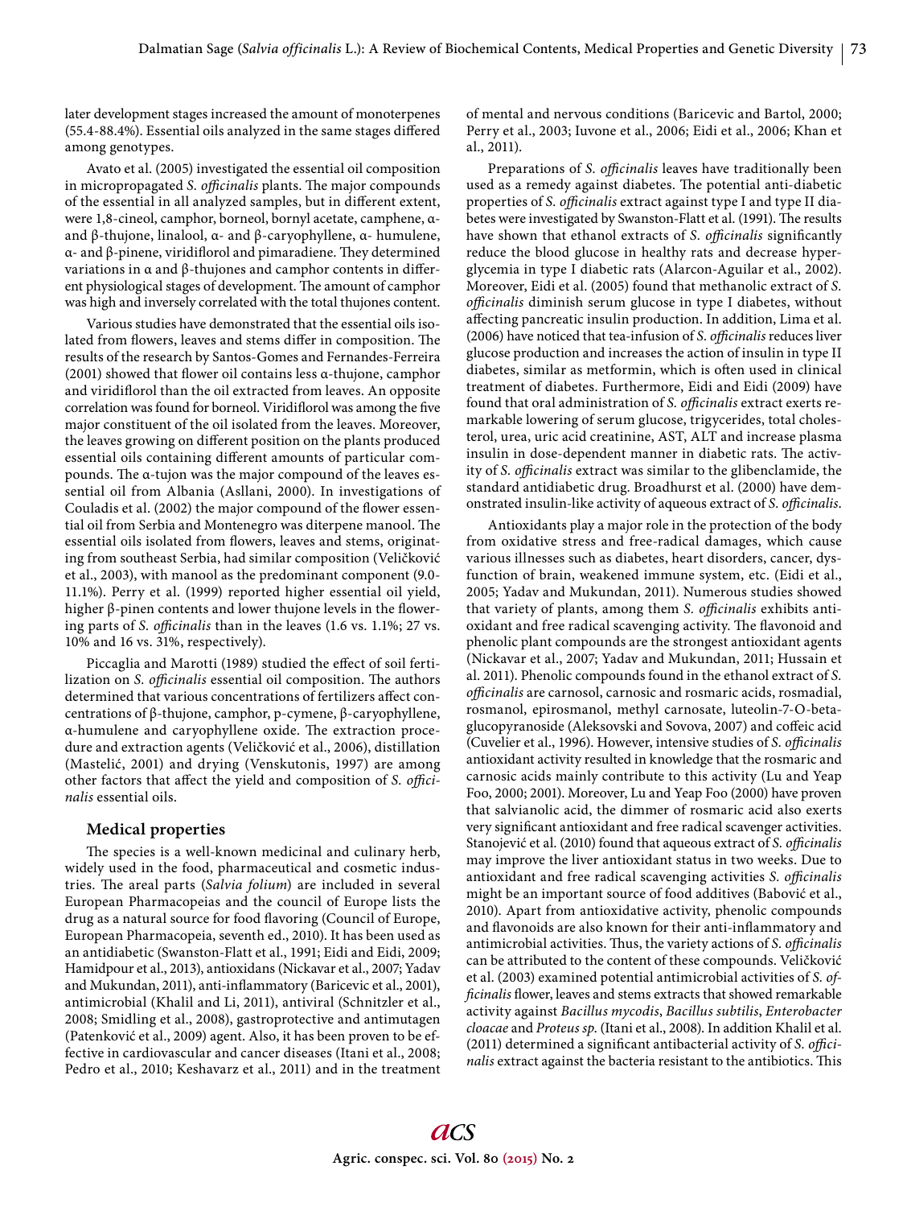later development stages increased the amount of monoterpenes (55.4-88.4%). Essential oils analyzed in the same stages differed among genotypes.

Avato et al. (2005) investigated the essential oil composition in micropropagated *S. officinalis* plants. The major compounds of the essential in all analyzed samples, but in different extent, were 1,8-cineol, camphor, borneol, bornyl acetate, camphene, α- and β-thujone, linalool, α- and β-caryophyllene, α- humulene, α- and β-pinene, viridiflorol and pimaradiene. They determined variations in α and β-thujones and camphor contents in different physiological stages of development. The amount of camphor was high and inversely correlated with the total thujones content.

Various studies have demonstrated that the essential oils isolated from flowers, leaves and stems differ in composition. The results of the research by Santos-Gomes and Fernandes-Ferreira (2001) showed that flower oil contains less α-thujone, camphor and viridiflorol than the oil extracted from leaves. An opposite correlation was found for borneol. Viridiflorol was among the five major constituent of the oil isolated from the leaves. Moreover, the leaves growing on different position on the plants produced essential oils containing different amounts of particular compounds. The α-tujon was the major compound of the leaves essential oil from Albania (Asllani, 2000). In investigations of Couladis et al. (2002) the major compound of the flower essential oil from Serbia and Montenegro was diterpene manool. The essential oils isolated from flowers, leaves and stems, originating from southeast Serbia, had similar composition (Veličković et al., 2003), with manool as the predominant component (9.0-11.1%). Perry et al. (1999) reported higher essential oil yield, higher β-pinen contents and lower thujone levels in the flowering parts of *S. officinalis* than in the leaves (1.6 vs. 1.1%; 27 vs. 10% and 16 vs. 31%, respectively).

Piccaglia and Marotti (1989) studied the effect of soil fertilization on *S. officinalis* essential oil composition. The authors determined that various concentrations of fertilizers affect concentrations of β-thujone, camphor, p-cymene, β-caryophyllene, α-humulene and caryophyllene oxide. The extraction procedure and extraction agents (Veličković et al., 2006), distillation (Mastelić, 2001) and drying (Venskutonis, 1997) are among other factors that affect the yield and composition of *S. officinalis* essential oils.

## Medical properties

The species is a well-known medicinal and culinary herb, widely used in the food, pharmaceutical and cosmetic industries. The areal parts (*Salvia folium*) are included in several European Pharmacopeias and the council of Europe lists the drug as a natural source for food flavoring (Council of Europe, European Pharmacopeia, seventh ed., 2010). It has been used as an antidiabetic (Swanston-Flatt et al., 1991; Eidi and Eidi, 2009; Hamidpour et al., 2013), antioxidans (Nickavar et al., 2007; Yadav and Mukundan, 2011), anti-inflammatory (Baricevic et al., 2001), antimicrobial (Khalil and Li, 2011), antiviral (Schnitzler et al., 2008; Smidling et al., 2008), gastroprotective and antimutagen (Patenković et al., 2009) agent. Also, it has been proven to be effective in cardiovascular and cancer diseases (Itani et al., 2008; Pedro et al., 2010; Keshavarz et al., 2011) and in the treatment of mental and nervous conditions (Baricevic and Bartol, 2000; Perry et al., 2003; Iuvone et al., 2006; Eidi et al., 2006; Khan et al., 2011).

Preparations of *S. officinalis* leaves have traditionally been used as a remedy against diabetes. The potential anti-diabetic properties of *S. officinalis* extract against type I and type II diabetes were investigated by Swanston-Flatt et al. (1991). The results have shown that ethanol extracts of *S. officinalis* significantly reduce the blood glucose in healthy rats and decrease hyperglycemia in type I diabetic rats (Alarcon-Aguilar et al., 2002). Moreover, Eidi et al. (2005) found that methanolic extract of *S. officinalis* diminish serum glucose in type I diabetes, without affecting pancreatic insulin production. In addition, Lima et al. (2006) have noticed that tea-infusion of *S. officinalis* reduces liver glucose production and increases the action of insulin in type II diabetes, similar as metformin, which is often used in clinical treatment of diabetes. Furthermore, Eidi and Eidi (2009) have found that oral administration of *S. officinalis* extract exerts remarkable lowering of serum glucose, trigycerides, total cholesterol, urea, uric acid creatinine, AST, ALT and increase plasma insulin in dose-dependent manner in diabetic rats. The activity of *S. officinalis* extract was similar to the glibenclamide, the standard antidiabetic drug. Broadhurst et al. (2000) have demonstrated insulin-like activity of aqueous extract of *S. officinalis*.

Antioxidants play a major role in the protection of the body from oxidative stress and free-radical damages, which cause various illnesses such as diabetes, heart disorders, cancer, dysfunction of brain, weakened immune system, etc. (Eidi et al., 2005; Yadav and Mukundan, 2011). Numerous studies showed that variety of plants, among them *S. officinalis* exhibits antioxidant and free radical scavenging activity. The flavonoid and phenolic plant compounds are the strongest antioxidant agents (Nickavar et al., 2007; Yadav and Mukundan, 2011; Hussain et al. 2011). Phenolic compounds found in the ethanol extract of *S. officinalis* are carnosol, carnosic and rosmaric acids, rosmadial, rosmanol, epirosmanol, methyl carnosate, luteolin-7-O-beta-glucopyranoside (Aleksovski and Sovova, 2007) and coffeic acid (Cuvelier et al., 1996). However, intensive studies of *S. officinalis* antioxidant activity resulted in knowledge that the rosmaric and carnosic acids mainly contribute to this activity (Lu and Yeap Foo, 2000; 2001). Moreover, Lu and Yeap Foo (2000) have proven that salvianolic acid, the dimmer of rosmaric acid also exerts very significant antioxidant and free radical scavenger activities. Stanojević et al. (2010) found that aqueous extract of *S. officinalis* may improve the liver antioxidant status in two weeks. Due to antioxidant and free radical scavenging activities *S. officinalis* might be an important source of food additives (Babović et al., 2010). Apart from antioxidative activity, phenolic compounds and flavonoids are also known for their anti-inflammatory and antimicrobial activities. Thus, the variety actions of *S. officinalis* can be attributed to the content of these compounds. Veličković et al. (2003) examined potential antimicrobial activities of *S. officinalis* flower, leaves and stems extracts that showed remarkable activity against *Bacillus mycodis*, *Bacillus subtilis*, *Enterobacter cloacae* and *Proteus sp.* (Itani et al., 2008). In addition Khalil et al. (2011) determined a significant antibacterial activity of *S. officinalis* extract against the bacteria resistant to the antibiotics. This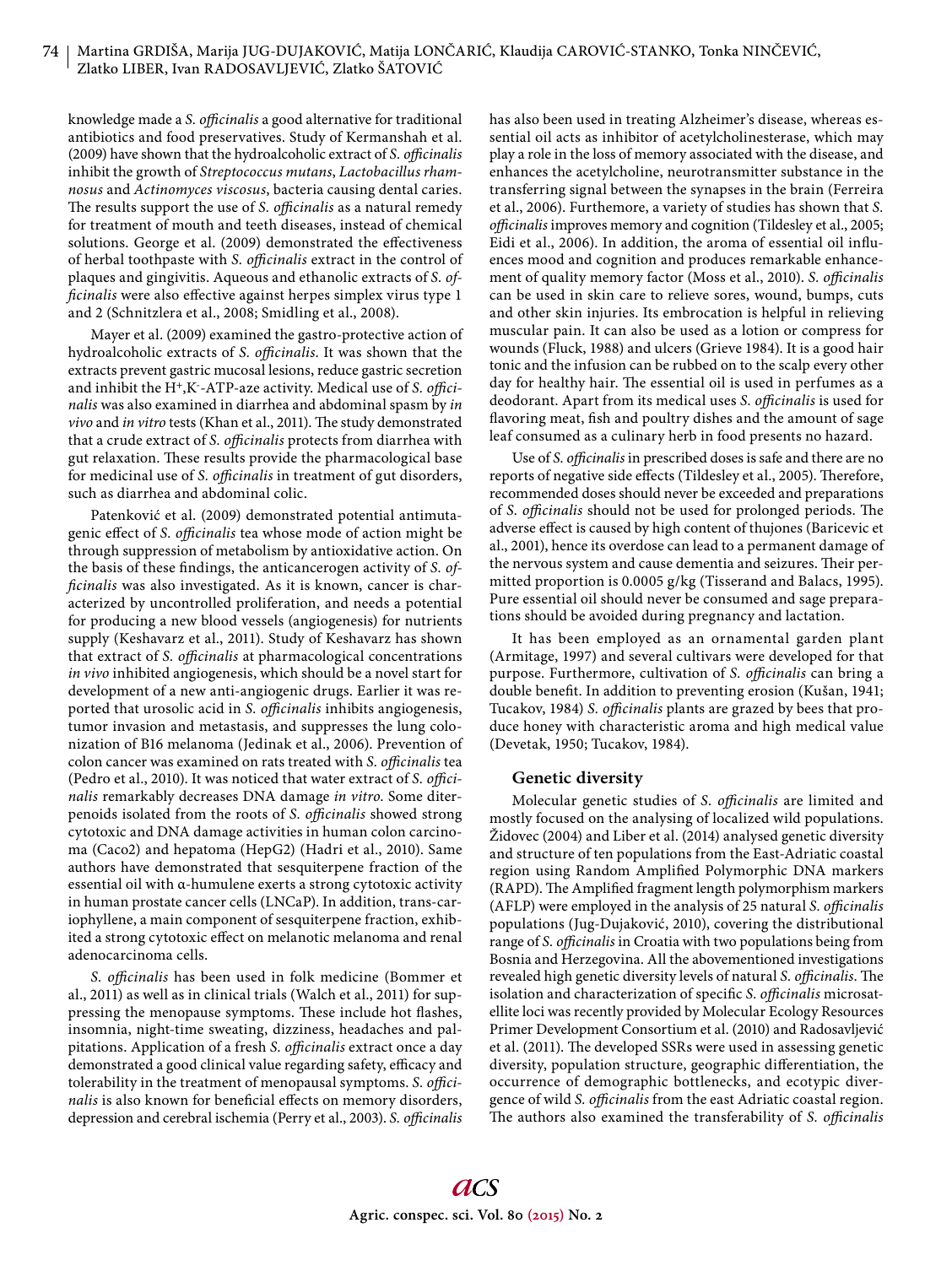knowledge made a *S. officinalis* a good alternative for traditional antibiotics and food preservatives. Study of Kermanshah et al. (2009) have shown that the hydroalcoholic extract of *S. officinalis* inhibit the growth of *Streptococcus mutans*, *Lactobacillus rhamnosus* and *Actinomyces viscosus*, bacteria causing dental caries. The results support the use of *S. officinalis* as a natural remedy for treatment of mouth and teeth diseases, instead of chemical solutions. George et al. (2009) demonstrated the effectiveness of herbal toothpaste with *S. officinalis* extract in the control of plaques and gingivitis. Aqueous and ethanolic extracts of *S. officinalis* were also effective against herpes simplex virus type 1 and 2 (Schnitzlera et al., 2008; Smidling et al., 2008).

Mayer et al. (2009) examined the gastro-protective action of hydroalcoholic extracts of *S. officinalis*. It was shown that the extracts prevent gastric mucosal lesions, reduce gastric secretion and inhibit the $H^+$,$K^-$-ATP-aze activity. Medical use of *S. officinalis* was also examined in diarrhea and abdominal spasm by *in vivo* and *in vitro* tests (Khan et al., 2011). The study demonstrated that a crude extract of *S. officinalis* protects from diarrhea with gut relaxation. These results provide the pharmacological base for medicinal use of *S. officinalis* in treatment of gut disorders, such as diarrhea and abdominal colic.

Patenković et al. (2009) demonstrated potential antimutagenic effect of *S. officinalis* tea whose mode of action might be through suppression of metabolism by antioxidative action. On the basis of these findings, the anticancerogen activity of *S. officinalis* was also investigated. As it is known, cancer is characterized by uncontrolled proliferation, and needs a potential for producing a new blood vessels (angiogenesis) for nutrients supply (Keshavarz et al., 2011). Study of Keshavarz has shown that extract of *S. officinalis* at pharmacological concentrations *in vivo* inhibited angiogenesis, which should be a novel start for development of a new anti-angiogenic drugs. Earlier it was reported that urosolic acid in *S. officinalis* inhibits angiogenesis, tumor invasion and metastasis, and suppresses the lung colonization of B16 melanoma (Jedinak et al., 2006). Prevention of colon cancer was examined on rats treated with *S. officinalis* tea (Pedro et al., 2010). It was noticed that water extract of *S. officinalis* remarkably decreases DNA damage *in vitro*. Some diterpenoids isolated from the roots of *S. officinalis* showed strong cytotoxic and DNA damage activities in human colon carcinoma (Caco2) and hepatoma (HepG2) (Hadri et al., 2010). Same authors have demonstrated that sesquiterpene fraction of the essential oil with α-humulene exerts a strong cytotoxic activity in human prostate cancer cells (LNCaP). In addition, trans-cariophyllene, a main component of sesquiterpene fraction, exhibited a strong cytotoxic effect on melanotic melanoma and renal adenocarcinoma cells.

*S. officinalis* has been used in folk medicine (Bommer et al., 2011) as well as in clinical trials (Walch et al., 2011) for suppressing the menopause symptoms. These include hot flashes, insomnia, night-time sweating, dizziness, headaches and palpitations. Application of a fresh *S. officinalis* extract once a day demonstrated a good clinical value regarding safety, efficacy and tolerability in the treatment of menopausal symptoms. *S. officinalis* is also known for beneficial effects on memory disorders, depression and cerebral ischemia (Perry et al., 2003). *S. officinalis* has also been used in treating Alzheimer's disease, whereas essential oil acts as inhibitor of acetylcholinesterase, which may play a role in the loss of memory associated with the disease, and enhances the acetylcholine, neurotransmitter substance in the transferring signal between the synapses in the brain (Ferreira et al., 2006). Furthermore, a variety of studies has shown that *S. officinalis* improves memory and cognition (Tildesley et al., 2005; Eidi et al., 2006). In addition, the aroma of essential oil influences mood and cognition and produces remarkable enhancement of quality memory factor (Moss et al., 2010). *S. officinalis* can be used in skin care to relieve sores, wound, bumps, cuts and other skin injuries. Its embrocation is helpful in relieving muscular pain. It can also be used as a lotion or compress for wounds (Fluck, 1988) and ulcers (Grieve 1984). It is a good hair tonic and the infusion can be rubbed on to the scalp every other day for healthy hair. The essential oil is used in perfumes as a deodorant. Apart from its medical uses *S. officinalis* is used for flavoring meat, fish and poultry dishes and the amount of sage leaf consumed as a culinary herb in food presents no hazard.

Use of *S. officinalis* in prescribed doses is safe and there are no reports of negative side effects (Tildesley et al., 2005). Therefore, recommended doses should never be exceeded and preparations of *S. officinalis* should not be used for prolonged periods. The adverse effect is caused by high content of thujones (Baricevic et al., 2001), hence its overdose can lead to a permanent damage of the nervous system and cause dementia and seizures. Their permitted proportion is 0.0005 g/kg (Tisserand and Balacs, 1995). Pure essential oil should never be consumed and sage preparations should be avoided during pregnancy and lactation.

It has been employed as an ornamental garden plant (Armitage, 1997) and several cultivars were developed for that purpose. Furthermore, cultivation of *S. officinalis* can bring a double benefit. In addition to preventing erosion (Kušan, 1941; Tucakov, 1984) *S. officinalis* plants are grazed by bees that produce honey with characteristic aroma and high medical value (Devetak, 1950; Tucakov, 1984).

## Genetic diversity

Molecular genetic studies of *S. officinalis* are limited and mostly focused on the analysing of localized wild populations. Židovec (2004) and Liber et al. (2014) analysed genetic diversity and structure of ten populations from the East-Adriatic coastal region using Random Amplified Polymorphic DNA markers (RAPD). The Amplified fragment length polymorphism markers (AFLP) were employed in the analysis of 25 natural *S. officinalis* populations (Jug-Dujaković, 2010), covering the distributional range of *S. officinalis* in Croatia with two populations being from Bosnia and Herzegovina. All the abovementioned investigations revealed high genetic diversity levels of natural *S. officinalis*. The isolation and characterization of specific *S. officinalis* microsatellite loci was recently provided by Molecular Ecology Resources Primer Development Consortium et al. (2010) and Radosavljević et al. (2011). The developed SSRs were used in assessing genetic diversity, population structure, geographic differentiation, the occurrence of demographic bottlenecks, and ecotypic divergence of wild *S. officinalis* from the east Adriatic coastal region. The authors also examined the transferability of *S. officinalis*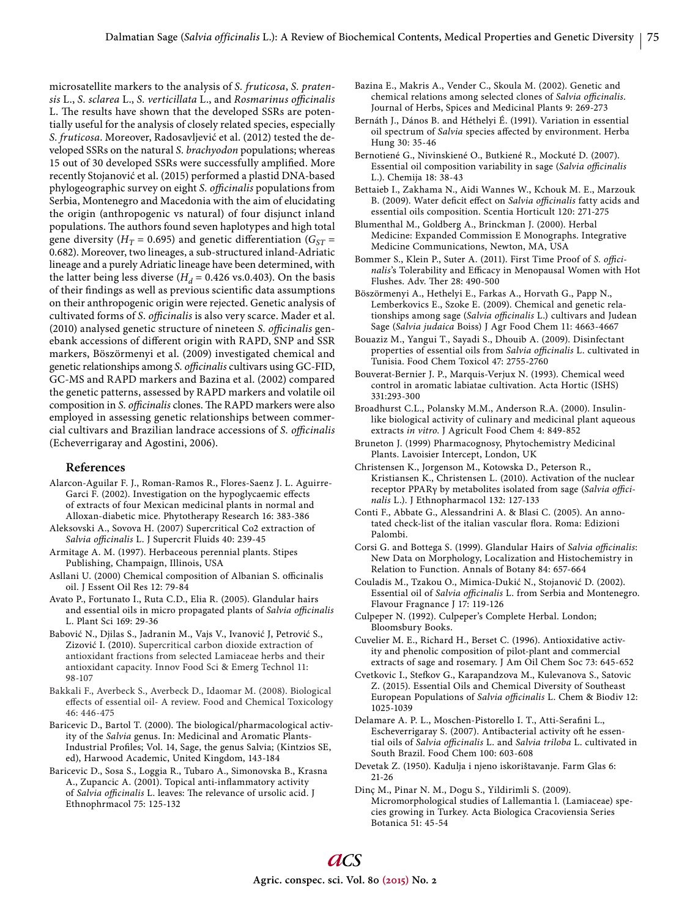microsatellite markers to the analysis of *S. fruticosa*, *S. pratensis* L., *S. sclarea* L., *S. verticillata* L., and *Rosmarinus officinalis* L. The results have shown that the developed SSRs are potentially useful for the analysis of closely related species, especially *S. fruticosa*. Moreover, Radosavljević et al. (2012) tested the developed SSRs on the natural *S. brachyodon* populations; whereas 15 out of 30 developed SSRs were successfully amplified. More recently Stojanović et al. (2015) performed a plastid DNA-based phylogeographic survey on eight *S. officinalis* populations from Serbia, Montenegro and Macedonia with the aim of elucidating the origin (anthropogenic vs natural) of four disjunct inland populations. The authors found seven haplotypes and high total gene diversity ($H_T$ = 0.695) and genetic differentiation ($G_{ST}$ = 0.682). Moreover, two lineages, a sub-structured inland-Adriatic lineage and a purely Adriatic lineage have been determined, with the latter being less diverse ($H_d$ = 0.426 vs.0.403). On the basis of their findings as well as previous scientific data assumptions on their anthropogenic origin were rejected. Genetic analysis of cultivated forms of *S. officinalis* is also very scarce. Mader et al. (2010) analysed genetic structure of nineteen *S. officinalis* genebank accessions of different origin with RAPD, SNP and SSR markers, Böszörmenyi et al. (2009) investigated chemical and genetic relationships among *S. officinalis* cultivars using GC-FID, GC-MS and RAPD markers and Bazina et al. (2002) compared the genetic patterns, assessed by RAPD markers and volatile oil composition in *S. officinalis* clones. The RAPD markers were also employed in assessing genetic relationships between commercial cultivars and Brazilian landrace accessions of *S. officinalis* (Echeverrigaray and Agostini, 2006).

## References

Alarcon-Aguilar F. J., Roman-Ramos R., Flores-Saenz J. L. Aguirre-Garci F. (2002). Investigation on the hypoglycaemic effects of extracts of four Mexican medicinal plants in normal and Alloxan-diabetic mice. Phytotherapy Research 16: 383-386

Aleksovski A., Sovova H. (2007) Supercritical Co2 extraction of *Salvia officinalis* L. J Supercrit Fluids 40: 239-45

Armitage A. M. (1997). Herbaceous perennial plants. Stipes Publishing, Champaign, Illinois, USA

Asllani U. (2000) Chemical composition of Albanian S. officinalis oil. J Essent Oil Res 12: 79-84

Avato P., Fortunato I., Ruta C.D., Elia R. (2005). Glandular hairs and essential oils in micro propagated plants of *Salvia officinalis* L. Plant Sci 169: 29-36

Babović N., Djilas S., Jadranin M., Vajs V., Ivanović J, Petrović S., Zizović I. (2010). Supercritical carbon dioxide extraction of antioxidant fractions from selected Lamiaceae herbs and their antioxidant capacity. Innov Food Sci & Emerg Technol 11: 98-107

Bakkali F., Averbeck S., Averbeck D., Idaomar M. (2008). Biological effects of essential oil- A review. Food and Chemical Toxicology 46: 446-475

Baricevic D., Bartol T. (2000). The biological/pharmacological activity of the *Salvia* genus. In: Medicinal and Aromatic Plants-Industrial Profiles; Vol. 14, Sage, the genus Salvia; (Kintzios SE, ed), Harwood Academic, United Kingdom, 143-184

Baricevic D., Sosa S., Loggia R., Tubaro A., Simonovska B., Krasna A., Zupancic A. (2001). Topical anti-inflammatory activity of *Salvia officinalis* L. leaves: The relevance of ursolic acid. J Ethnophrmacol 75: 125-132

Bazina E., Makris A., Vender C., Skoula M. (2002). Genetic and chemical relations among selected clones of *Salvia officinalis*. Journal of Herbs, Spices and Medicinal Plants 9: 269-273

Bernáth J., Dános B. and Héthelyi É. (1991). Variation in essential oil spectrum of *Salvia* species affected by environment. Herba Hung 30: 35-46

Bernotiené G., Nivinskiené O., Butkiené R., Mockuté D. (2007). Essential oil composition variability in sage (*Salvia officinalis* L.). Chemija 18: 38-43

Bettaieb I., Zakhama N., Aidi Wannes W., Kchouk M. E., Marzouk B. (2009). Water deficit effect on *Salvia officinalis* fatty acids and essential oils composition. Scentia Horticult 120: 271-275

Blumenthal M., Goldberg A., Brinckman J. (2000). Herbal Medicine: Expanded Commission E Monographs. Integrative Medicine Communications, Newton, MA, USA

Bommer S., Klein P., Suter A. (2011). First Time Proof of *S. officinalis*'s Tolerability and Efficacy in Menopausal Women with Hot Flushes. Adv. Ther 28: 490-500

Böszörmenyi A., Hethelyi E., Farkas A., Horvath G., Papp N., Lemberkovics E., Szoke E. (2009). Chemical and genetic relationships among sage (*Salvia officinalis* L.) cultivars and Judean Sage (*Salvia judaica* Boiss) J Agr Food Chem 11: 4663-4667

Bouaziz M., Yangui T., Sayadi S., Dhouib A. (2009). Disinfectant properties of essential oils from *Salvia officinalis* L. cultivated in Tunisia. Food Chem Toxicol 47: 2755-2760

Bouverat-Bernier J. P., Marquis-Verjux N. (1993). Chemical weed control in aromatic labiatae cultivation. Acta Hortic (ISHS) 331:293-300

Broadhurst C.L., Polansky M.M., Anderson R.A. (2000). Insulin-like biological activity of culinary and medicinal plant aqueous extracts *in vitro*. J Agricult Food Chem 4: 849-852

Bruneton J. (1999) Pharmacognosy, Phytochemistry Medicinal Plants. Lavoisier Intercept, London, UK

Christensen K., Jorgenson M., Kotowska D., Peterson R., Kristiansen K., Christensen L. (2010). Activation of the nuclear receptor PPARγ by metabolites isolated from sage (*Salvia officinalis* L.) J Ethnopharmacol 132: 127-133

Conti F., Abbate G., Alessandrini A. & Blasi C. (2005). An annotated check-list of the italian vascular flora. Roma: Edizioni Palombi.

Corsi G. and Bottega S. (1999). Glandular Hairs of *Salvia officinalis*: New Data on Morphology, Localization and Histochemistry in Relation to Function. Annals of Botany 84: 657-664

Couladis M., Tzakou O., Mimica-Dukić N., Stojanović D. (2002). Essential oil of *Salvia officinalis* L. from Serbia and Montenegro. Flavour Fragnance J 17: 119-126

Culpeper N. (1992). Culpeper's Complete Herbal. London; Bloomsbury Books.

Cuvelier M. E., Richard H., Berset C. (1996). Antioxidative activity and phenolic composition of pilot-plant and commercial extracts of sage and rosemary. J Am Oil Chem Soc 73: 645-652

Cvetkovic I., Stefkov G., Karapandzova M., Kulevanova S., Satovic Z. (2015). Essential Oils and Chemical Diversity of Southeast European Populations of *Salvia officinalis* L. Chem & Biodiv 12: 1025-1039

Delamare A. P. L., Moschen-Pistorello I. T., Atti-Serafini L., Escheverrigaray S. (2007). Antibacterial activity oft he essential oils of *Salvia officinalis* L. and *Salvia triloba* L. cultivated in South Brazil. Food Chem 100: 603-608

Devetak Z. (1950). Kadulja i njeno iskorištavanje. Farm Glas 6: 21-26

Dinç M., Pinar N. M., Dogu S., Yildirimli S. (2009). Micromorphological studies of Lallemantia l. (Lamiaceae) species growing in Turkey. Acta Biologica Cracoviensia Series Botanica 51: 45-54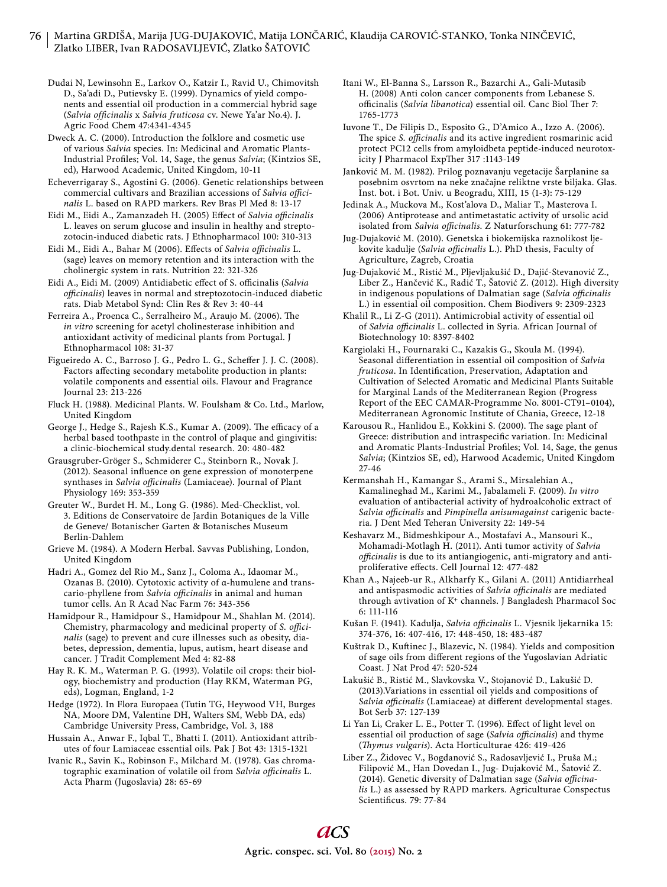Dudai N, Lewinsohn E., Larkov O., Katzir I., Ravid U., Chimovitsh D., Sa'adi D., Putievsky E. (1999). Dynamics of yield components and essential oil production in a commercial hybrid sage (*Salvia officinalis* x *Salvia fruticosa* cv. Newe Ya'ar No.4). J. Agric Food Chem 47:4341-4345

Dweck A. C. (2000). Introduction the folklore and cosmetic use of various *Salvia* species. In: Medicinal and Aromatic Plants-Industrial Profiles; Vol. 14, Sage, the genus *Salvia*; (Kintzios SE, ed), Harwood Academic, United Kingdom, 10-11

Echeverrigaray S., Agostini G. (2006). Genetic relationships between commercial cultivars and Brazilian accessions of *Salvia officinalis* L. based on RAPD markers. Rev Bras Pl Med 8: 13-17

Eidi M., Eidi A., Zamanzadeh H. (2005) Effect of *Salvia officinalis* L. leaves on serum glucose and insulin in healthy and streptozotocin-induced diabetic rats. J Ethnopharmacol 100: 310-313

Eidi M., Eidi A., Bahar M (2006). Effects of *Salvia officinalis* L. (sage) leaves on memory retention and its interaction with the cholinergic system in rats. Nutrition 22: 321-326

Eidi A., Eidi M. (2009) Antidiabetic effect of S. officinalis (*Salvia officinalis*) leaves in normal and streptozotocin-induced diabetic rats. Diab Metabol Synd: Clin Res & Rev 3: 40-44

Ferreira A., Proenca C., Serralheiro M., Araujo M. (2006). The *in vitro* screening for acetyl cholinesterase inhibition and antioxidant activity of medicinal plants from Portugal. J Ethnopharmacol 108: 31-37

Figueiredo A. C., Barroso J. G., Pedro L. G., Scheffer J. J. C. (2008). Factors affecting secondary metabolite production in plants: volatile components and essential oils. Flavour and Fragrance Journal 23: 213-226

Fluck H. (1988). Medicinal Plants. W. Foulsham & Co. Ltd., Marlow, United Kingdom

George J., Hedge S., Rajesh K.S., Kumar A. (2009). The efficacy of a herbal based toothpaste in the control of plaque and gingivitis: a clinic-biochemical study.dental research. 20: 480-482

Grausgruber-Gröger S., Schmiderer C., Steinborn R., Novak J. (2012). Seasonal influence on gene expression of monoterpene synthases in *Salvia officinalis* (Lamiaceae). Journal of Plant Physiology 169: 353-359

Greuter W., Burdet H. M., Long G. (1986). Med-Checklist, vol. 3. Editions de Conservatoire de Jardin Botaniques de la Ville de Geneve/ Botanischer Garten & Botanisches Museum Berlin-Dahlem

Grieve M. (1984). A Modern Herbal. Savvas Publishing, London, United Kingdom

Hadri A., Gomez del Rio M., Sanz J., Coloma A., Idaomar M., Ozanas B. (2010). Cytotoxic activity of α-humulene and trans-cario-phyllene from *Salvia officinalis* in animal and human tumor cells. An R Acad Nac Farm 76: 343-356

Hamidpour R., Hamidpour S., Hamidpour M., Shahlan M. (2014). Chemistry, pharmacology and medicinal property of *S. officinalis* (sage) to prevent and cure illnesses such as obesity, diabetes, depression, dementia, lupus, autism, heart disease and cancer. J Tradit Complement Med 4: 82-88

Hay R. K. M., Waterman P. G. (1993). Volatile oil crops: their biology, biochemistry and production (Hay RKM, Waterman PG, eds), Logman, England, 1-2

Hedge (1972). In Flora Europaea (Tutin TG, Heywood VH, Burges NA, Moore DM, Valentine DH, Walters SM, Webb DA, eds) Cambridge University Press, Cambridge, Vol. 3, 188

Hussain A., Anwar F., Iqbal T., Bhatti I. (2011). Antioxidant attributes of four Lamiaceae essential oils. Pak J Bot 43: 1315-1321

Ivanic R., Savin K., Robinson F., Milchard M. (1978). Gas chromatographic examination of volatile oil from *Salvia officinalis* L. Acta Pharm (Jugoslavia) 28: 65-69

Itani W., El-Banna S., Larsson R., Bazarchi A., Gali-Mutasib H. (2008) Anti colon cancer components from Lebanese S. officinalis (*Salvia libanotica*) essential oil. Canc Biol Ther 7: 1765-1773

Iuvone T., De Filipis D., Esposito G., D'Amico A., Izzo A. (2006). The spice *S. officinalis* and its active ingredient rosmarinic acid protect PC12 cells from amyloidbeta peptide-induced neurotoxicity J Pharmacol ExpTher 317 :1143-149

Janković M. M. (1982). Prilog poznavanju vegetacije Šarplanine sa posebnim osvrtom na neke značajne reliktne vrste biljaka. Glas. Inst. bot. i Bot. Univ. u Beogradu, XIII, 15 (1-3): 75-129

Jedinak A., Muckova M., Kost'alova D., Maliar T., Masterova I. (2006) Antiprotease and antimetastatic activity of ursolic acid isolated from *Salvia officinalis*. Z Naturforschung 61: 777-782

Jug-Dujaković M. (2010). Genetska i biokemijska raznolikost ljekovite kadulje (*Salvia officinalis* L.). PhD thesis, Faculty of Agriculture, Zagreb, Croatia

Jug-Dujaković M., Ristić M., Pljevljakušić D., Dajić-Stevanović Z., Liber Z., Hančević K., Radić T., Šatović Z. (2012). High diversity in indigenous populations of Dalmatian sage (*Salvia officinalis* L.) in essential oil composition. Chem Biodivers 9: 2309-2323

Khalil R., Li Z-G (2011). Antimicrobial activity of essential oil of *Salvia officinalis* L. collected in Syria. African Journal of Biotechnology 10: 8397-8402

Kargiolaki H., Fournaraki C., Kazakis G., Skoula M. (1994). Seasonal differentiation in essential oil composition of *Salvia fruticosa*. In Identification, Preservation, Adaptation and Cultivation of Selected Aromatic and Medicinal Plants Suitable for Marginal Lands of the Mediterranean Region (Progress Report of the EEC CAMAR-Programme No. 8001-CT91–0104), Mediterranean Agronomic Institute of Chania, Greece, 12-18

Karousou R., Hanlidou E., Kokkini S. (2000). The sage plant of Greece: distribution and intraspecific variation. In: Medicinal and Aromatic Plants-Industrial Profiles; Vol. 14, Sage, the genus *Salvia*; (Kintzios SE, ed), Harwood Academic, United Kingdom 27-46

Kermanshah H., Kamangar S., Arami S., Mirsalehian A., Kamalineghad M., Karimi M., Jabalameli F. (2009). *In vitro* evaluation of antibacterial activity of hydroalcoholic extract of *Salvia officinalis* and *Pimpinella anisumagainst* carigenic bacteria. J Dent Med Teheran University 22: 149-54

Keshavarz M., Bidmeshkipour A., Mostafavi A., Mansouri K., Mohamadi-Motlagh H. (2011). Anti tumor activity of *Salvia officinalis* is due to its antiangiogenic, anti-migratory and anti-proliferative effects. Cell Journal 12: 477-482

Khan A., Najeeb-ur R., Alkharfy K., Gilani A. (2011) Antidiarrheal and antispasmodic activities of *Salvia officinalis* are mediated through avtivation of $K^+$ channels. J Bangladesh Pharmacol Soc 6: 111-116

Kušan F. (1941). Kadulja, *Salvia officinalis* L. Vjesnik ljekarnika 15: 374-376, 16: 407-416, 17: 448-450, 18: 483-487

Kuštrak D., Kuftinec J., Blazevic, N. (1984). Yields and composition of sage oils from different regions of the Yugoslavian Adriatic Coast. J Nat Prod 47: 520-524

Lakušić B., Ristić M., Slavkovska V., Stojanović D., Lakušić D. (2013).Variations in essential oil yields and compositions of *Salvia officinalis* (Lamiaceae) at different developmental stages. Bot Serb 37: 127-139

Li Yan Li, Craker L. E., Potter T. (1996). Effect of light level on essential oil production of sage (*Salvia officinalis*) and thyme (*Thymus vulgaris*). Acta Horticulturae 426: 419-426

Liber Z., Židovec V., Bogdanović S., Radosavljević I., Pruša M.; Filipović M., Han Dovedan I., Jug- Dujaković M., Šatović Z. (2014). Genetic diversity of Dalmatian sage (*Salvia officinalis* L.) as assessed by RAPD markers. Agriculturae Conspectus Scientificus. 79: 77-84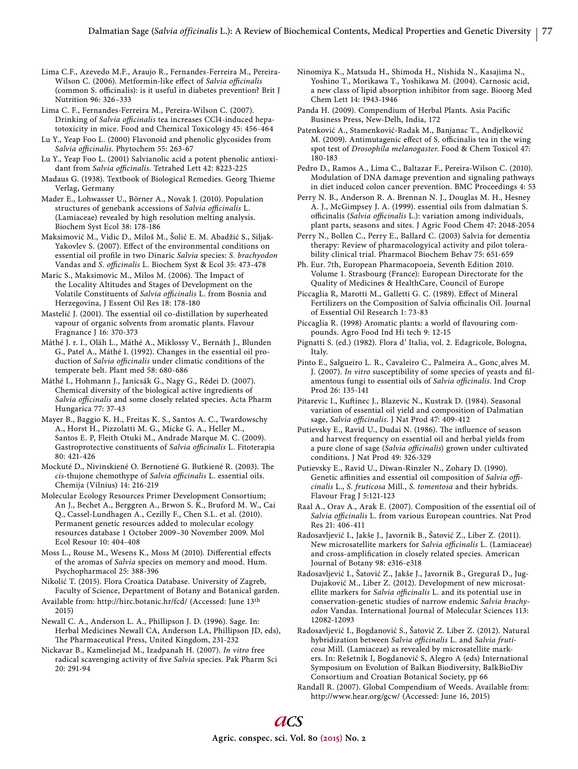Lima C.F., Azevedo M.F., Araujo R., Fernandes-Ferreira M., Pereira-Wilson C. (2006). Metformin-like effect of *Salvia officinalis* (common S. officinalis): is it useful in diabetes prevention? Brit J Nutrition 96: 326–333

Lima C. F., Fernandes-Ferreira M., Pereira-Wilson C. (2007). Drinking of *Salvia officinalis* tea increases CCl4-induced hepatotoxicity in mice. Food and Chemical Toxicology 45: 456-464

Lu Y., Yeap Foo L. (2000) Flavonoid and phenolic glycosides from *Salvia officinalis*. Phytochem 55: 263-67

Lu Y., Yeap Foo L. (2001) Salvianolic acid a potent phenolic antioxidant from *Salvia officinalis*. Tetrahed Lett 42: 8223-225

Madaus G. (1938). Textbook of Biological Remedies. Georg Thieme Verlag, Germany

Mader E., Lohwasser U., Börner A., Novak J. (2010). Population structures of genebank accessions of *Salvia officinalis* L. (Lamiaceae) revealed by high resolution melting analysis. Biochem Syst Ecol 38: 178-186

Maksimović M., Vidic D., Miloš M., Šolić E. M. Abadžić S., Siljak-Yakovlev S. (2007). Effect of the environmental conditions on essential oil profile in two Dinaric *Salvia* species: *S. brachyodon* Vandas and *S. officinalis* L. Biochem Syst & Ecol 35: 473-478

Maric S., Maksimovic M., Milos M. (2006). The Impact of the Locality Altitudes and Stages of Development on the Volatile Constituents of *Salvia officinalis* L. from Bosnia and Herzegovina, J Essent Oil Res 18: 178-180

Mastelić J. (2001). The essential oil co-distillation by superheated vapour of organic solvents from aromatic plants. Flavour Fragnance J 16: 370-373

Máthé J. r. I., Oláh L., Máthé A., Miklossy V., Bernáth J., Blunden G., Patel A., Máthé I. (1992). Changes in the essential oil production of *Salvia officinalis* under climatic conditions of the temperate belt. Plant med 58: 680-686

Máthé I., Hohmann J., Janicsák G., Nagy G., Rédei D. (2007). Chemical diversity of the biological active ingredients of *Salvia officinalis* and some closely related species. Acta Pharm Hungarica 77: 37-43

Mayer B., Baggio K. H., Freitas K. S., Santos A. C., Twardowschy A., Horst H., Pizzolatti M. G., Micke G. A., Heller M., Santos E. P, Fleith Otuki M., Andrade Marque M. C. (2009). Gastroprotective constituents of *Salvia officinalis* L. Fitoterapia 80: 421-426

Mockuté D., Nivinskiené O. Bernotiené G. Butkiené R. (2003). The *cis*-thujone chemotype of *Salvia officinalis* L. essential oils. Chemija (Vilnius) 14: 216-219

Molecular Ecology Resources Primer Development Consortium; An J., Bechet A., Berggren A., Brwon S. K., Bruford M. W., Cai Q., Cassel-Lundhagen A., Cezilly F., Chen S.L. et al. (2010). Permanent genetic resources added to molecular ecology resources database 1 October 2009–30 November 2009. Mol Ecol Resour 10: 404-408

Moss L., Rouse M., Wesens K., Moss M (2010). Differential effects of the aromas of *Salvia* species on memory and mood. Hum. Psychopharmacol 25: 388-396

Nikolić T. (2015). Flora Croatica Database. University of Zagreb, Faculty of Science, Department of Botany and Botanical garden. Available from: http://hirc.botanic.hr/fcd/ (Accessed: June 13th 2015)

Newall C. A., Anderson L. A., Phillipson J. D. (1996). Sage. In: Herbal Medicines Newall CA, Anderson LA, Phillipson JD, eds), The Pharmaceutical Press, United Kingdom, 231-232

Nickavar B., Kamelinejad M., Izadpanah H. (2007). *In vitro* free radical scavenging activity of five *Salvia* species. Pak Pharm Sci 20: 291-94

Ninomiya K., Matsuda H., Shimoda H., Nishida N., Kasajima N., Yoshino T., Morikawa T., Yoshikawa M. (2004). Carnosic acid, a new class of lipid absorption inhibitor from sage. Bioorg Med Chem Lett 14: 1943-1946

Panda H. (2009). Compendium of Herbal Plants. Asia Pacific Business Press, New-Delh, India, 172

Patenković A., Stamenković-Radak M., Banjanac T., Andjelković M. (2009). Antimutagenic effect of S. officinalis tea in the wing spot test of *Drosophila melanogaster*. Food & Chem Toxicol 47: 180-183

Pedro D., Ramos A., Lima C., Baltazar F., Pereira-Wilson C. (2010). Modulation of DNA damage prevention and signaling pathways in diet induced colon cancer prevention. BMC Proceedings 4: 53

Perry N. B., Anderson R. A. Brennan N. J., Douglas M. H., Hesney A. J., McGimpsey J. A. (1999). essential oils from dalmatian S. officinalis (*Salvia officinalis* L.): variation among individuals, plant parts, seasons and sites. J Agric Food Chem 47: 2048-2054

Perry N., Bollen C., Perry E., Ballard C. (2003) Salvia for dementia therapy: Review of pharmacologyical activity and pilot tolerability clinical trial. Pharmacol Biochem Behav 75: 651-659

Ph. Eur. 7th, European Pharmacopoeia, Seventh Edition 2010. Volume 1. Strasbourg (France): European Directorate for the Quality of Medicines & HealthCare, Council of Europe

Piccaglia R, Marotti M., Galletti G. C. (1989). Effect of Mineral Fertilizers on the Composition of Salvia officinalis Oil. Journal of Essential Oil Research 1: 73-83

Piccaglia R. (1998) Aromatic plants: a world of flavouring compounds. Agro Food Ind Hi tech 9: 12-15

Pignatti S. (ed.) (1982). Flora d' Italia, vol. 2. Edagricole, Bologna, Italy.

Pinto E., Salgueiro L. R., Cavaleiro C., Palmeira A., Gonc¸alves M. J. (2007). *In vitro* susceptibility of some species of yeasts and filamentous fungi to essential oils of *Salvia officinalis*. Ind Crop Prod 26: 135-141

Pitarevic I., Kuftinec J., Blazevic N., Kustrak D. (1984). Seasonal variation of essential oil yield and composition of Dalmatian sage, *Salvia officinalis*. J Nat Prod 47: 409-412

Putievsky E., Ravid U., Dudai N. (1986). The influence of season and harvest frequency on essential oil and herbal yields from a pure clone of sage (*Salvia officinalis*) grown under cultivated conditions. J Nat Prod 49: 326-329

Putievsky E., Ravid U., Diwan-Rinzler N., Zohary D. (1990). Genetic affinities and essential oil composition of *Salvia officinalis* L., *S. fruticosa* Mill., *S. tomentosa* and their hybrids. Flavour Frag J 5:121-123

Raal A., Orav A., Arak E. (2007). Composition of the essential oil of *Salvia officinalis* L. from various European countries. Nat Prod Res 21: 406-411

Radosavljević I., Jakše J., Javornik B., Šatović Z., Liber Z. (2011). New microsatellite markers for *Salvia officinalis* L. (Lamiaceae) and cross-amplification in closely related species. American Journal of Botany 98: e316-e318

Radosavljević I., Šatović Z., Jakše J., Javornik B., Greguraš D., Jug-Dujaković M., Liber Z. (2012). Development of new microsatellite markers for *Salvia officinalis* L. and its potential use in conservation-genetic studies of narrow endemic *Salvia brachyodon* Vandas. International Journal of Molecular Sciences 113: 12082-12093

Radosavljević I., Bogdanović S., Šatović Z. Liber Z. (2012). Natural hybridization between *Salvia officinalis* L. and *Salvia fruticosa* Mill. (Lamiaceae) as revealed by microsatellite markers. In: Rešetnik I, Bogdanović S, Alegro A (eds) International Symposium on Evolution of Balkan Biodiversity, BalkBioDiv Consortium and Croatian Botanical Society, pp 66

Randall R. (2007). Global Compendium of Weeds. Available from: http://www.hear.org/gcw/ (Accessed: June 16, 2015)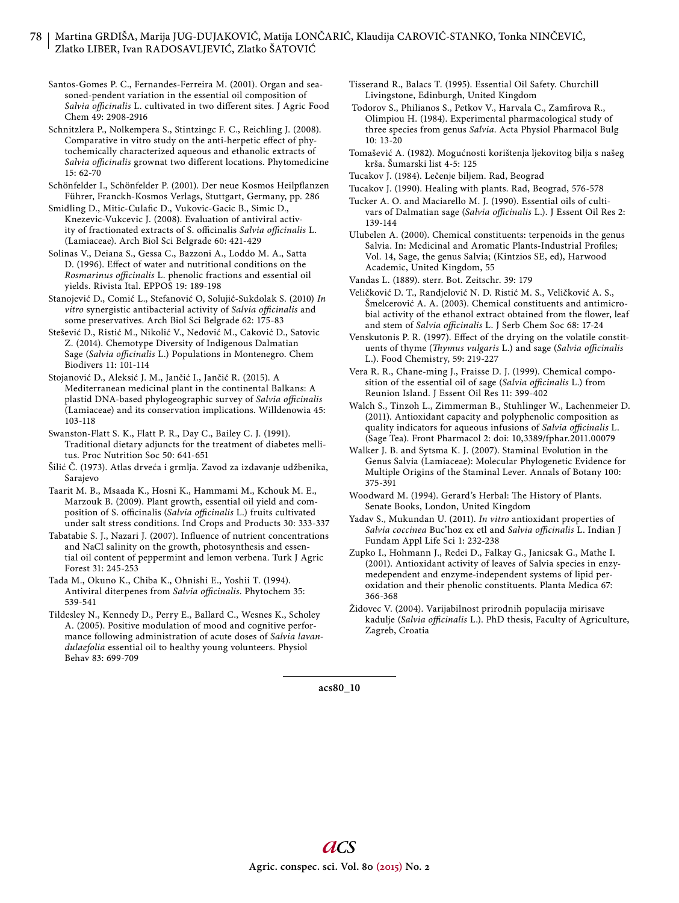Santos-Gomes P. C., Fernandes-Ferreira M. (2001). Organ and seasoned-pendent variation in the essential oil composition of *Salvia officinalis* L. cultivated in two different sites. J Agric Food Chem 49: 2908-2916

Schnitzlera P., Nolkempera S., Stintzingc F. C., Reichling J. (2008). Comparative in vitro study on the anti-herpetic effect of phytochemically characterized aqueous and ethanolic extracts of *Salvia officinalis* grownat two different locations. Phytomedicine 15: 62-70

Schönfelder I., Schönfelder P. (2001). Der neue Kosmos Heilpflanzen Führer, Franckh-Kosmos Verlags, Stuttgart, Germany, pp. 286

Smidling D., Mitic-Culafic D., Vukovic-Gacic B., Simic D., Knezevic-Vukcevic J. (2008). Evaluation of antiviral activity of fractionated extracts of S. officinalis *Salvia officinalis* L. (Lamiaceae). Arch Biol Sci Belgrade 60: 421-429

Solinas V., Deiana S., Gessa C., Bazzoni A., Loddo M. A., Satta D. (1996). Effect of water and nutritional conditions on the *Rosmarinus officinalis* L. phenolic fractions and essential oil yields. Rivista Ital. EPPOS 19: 189-198

Stanojević D., Comić L., Stefanović O, Solujić-Sukdolak S. (2010) *In vitro* synergistic antibacterial activity of *Salvia officinalis* and some preservatives. Arch Biol Sci Belgrade 62: 175-83

Stešević D., Ristić M., Nikolić V., Nedović M., Caković D., Satovic Z. (2014). Chemotype Diversity of Indigenous Dalmatian Sage (*Salvia officinalis* L.) Populations in Montenegro. Chem Biodivers 11: 101-114

Stojanović D., Aleksić J. M., Jančić I., Jančić R. (2015). A Mediterranean medicinal plant in the continental Balkans: A plastid DNA-based phylogeographic survey of *Salvia officinalis* (Lamiaceae) and its conservation implications. Willdenowia 45: 103-118

Swanston-Flatt S. K., Flatt P. R., Day C., Bailey C. J. (1991). Traditional dietary adjuncts for the treatment of diabetes mellitus. Proc Nutrition Soc 50: 641-651

Šilić Č. (1973). Atlas drveća i grmlja. Zavod za izdavanje udžbenika, Sarajevo

Taarit M. B., Msaada K., Hosni K., Hammami M., Kchouk M. E., Marzouk B. (2009). Plant growth, essential oil yield and composition of S. officinalis (*Salvia officinalis* L.) fruits cultivated under salt stress conditions. Ind Crops and Products 30: 333-337

Tabatabie S. J., Nazari J. (2007). Influence of nutrient concentrations and NaCl salinity on the growth, photosynthesis and essential oil content of peppermint and lemon verbena. Turk J Agric Forest 31: 245-253

Tada M., Okuno K., Chiba K., Ohnishi E., Yoshii T. (1994). Antiviral diterpenes from *Salvia officinalis*. Phytochem 35: 539-541

Tildesley N., Kennedy D., Perry E., Ballard C., Wesnes K., Scholey A. (2005). Positive modulation of mood and cognitive performance following administration of acute doses of *Salvia lavandulaefolia* essential oil to healthy young volunteers. Physiol Behav 83: 699-709

Tisserand R., Balacs T. (1995). Essential Oil Safety. Churchill Livingstone, Edinburgh, United Kingdom

Todorov S., Philianos S., Petkov V., Harvala C., Zamfirova R., Olimpiou H. (1984). Experimental pharmacological study of three species from genus *Salvia*. Acta Physiol Pharmacol Bulg 10: 13-20

Tomašević A. (1982). Mogućnosti korištenja ljekovitog bilja s našeg krša. Šumarski list 4-5: 125

Tucakov J. (1984). Lečenje biljem. Rad, Beograd

Tucakov J. (1990). Healing with plants. Rad, Beograd, 576-578

Tucker A. O. and Maciarello M. J. (1990). Essential oils of cultivars of Dalmatian sage (*Salvia officinalis* L.). J Essent Oil Res 2: 139-144

Ulubelen A. (2000). Chemical constituents: terpenoids in the genus Salvia. In: Medicinal and Aromatic Plants-Industrial Profiles; Vol. 14, Sage, the genus Salvia; (Kintzios SE, ed), Harwood Academic, United Kingdom, 55

Vandas L. (1889). sterr. Bot. Zeitschr. 39: 179

Veličković D. T., Randjelović N. D. Ristić M. S., Veličković A. S., Šmelcerović A. A. (2003). Chemical constituents and antimicrobial activity of the ethanol extract obtained from the flower, leaf and stem of *Salvia officinalis* L. J Serb Chem Soc 68: 17-24

Venskutonis P. R. (1997). Effect of the drying on the volatile constituents of thyme (*Thymus vulgaris* L.) and sage (*Salvia officinalis* L.). Food Chemistry, 59: 219-227

Vera R. R., Chane-ming J., Fraisse D. J. (1999). Chemical composition of the essential oil of sage (*Salvia officinalis* L.) from Reunion Island. J Essent Oil Res 11: 399-402

Walch S., Tinzoh L., Zimmerman B., Stuhlinger W., Lachenmeier D. (2011). Antioxidant capacity and polyphenolic composition as quality indicators for aqueous infusions of *Salvia officinalis* L. (Sage Tea). Front Pharmacol 2: doi: 10,3389/fphar.2011.00079

Walker J. B. and Sytsma K. J. (2007). Staminal Evolution in the Genus Salvia (Lamiaceae): Molecular Phylogenetic Evidence for Multiple Origins of the Staminal Lever. Annals of Botany 100: 375-391

Woodward M. (1994). Gerard's Herbal: The History of Plants. Senate Books, London, United Kingdom

Yadav S., Mukundan U. (2011). *In vitro* antioxidant properties of *Salvia coccinea* Buc'hoz ex etl and *Salvia officinalis* L. Indian J Fundam Appl Life Sci 1: 232-238

Zupko I., Hohmann J., Redei D., Falkay G., Janicsak G., Mathe I. (2001). Antioxidant activity of leaves of Salvia species in enzymedependent and enzyme-independent systems of lipid peroxidation and their phenolic constituents. Planta Medica 67: 366-368

Židovec V. (2004). Varijabilnost prirodnih populacija mirisave kadulje (*Salvia officinalis* L.). PhD thesis, Faculty of Agriculture, Zagreb, Croatia

acs80_10